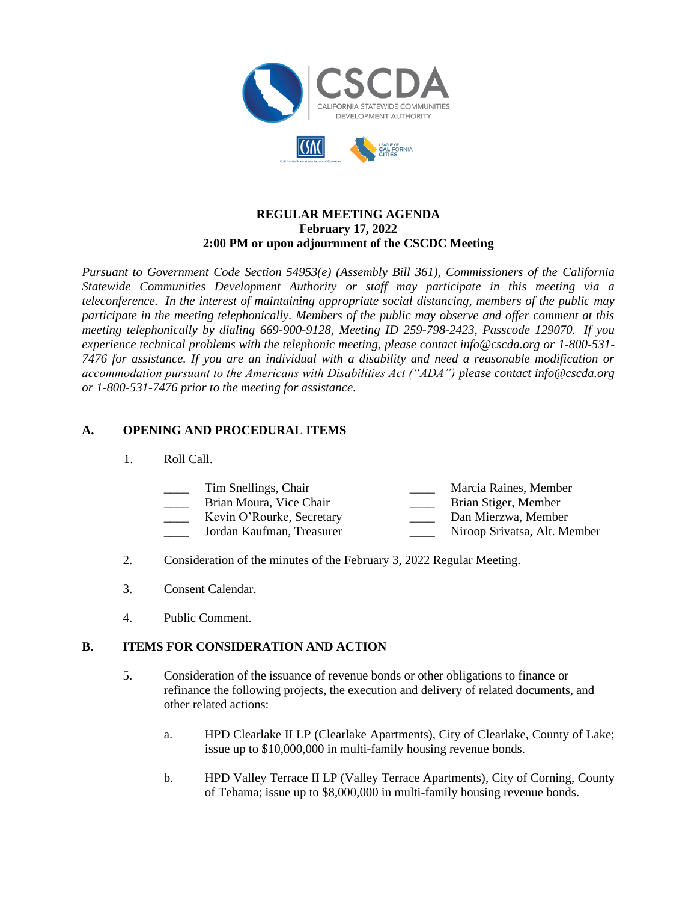CSCDA

CALIFORNIA STATEWIDE COMMUNITIES DEVELOPMENT AUTHORITY

**REGULAR MEETING AGENDA**
**February 17, 2022**
**2:00 PM or upon adjournment of the CSCDC Meeting**

*Pursuant to Government Code Section 54953(e) (Assembly Bill 361), Commissioners of the California Statewide Communities Development Authority or staff may participate in this meeting via a teleconference. In the interest of maintaining appropriate social distancing, members of the public may participate in the meeting telephonically. Members of the public may observe and offer comment at this meeting telephonically by dialing 669-900-9128, Meeting ID 259-798-2423, Passcode 129070. If you experience technical problems with the telephonic meeting, please contact info@cscda.org or 1-800-531-7476 for assistance. If you are an individual with a disability and need a reasonable modification or accommodation pursuant to the Americans with Disabilities Act ("ADA") please contact info@cscda.org or 1-800-531-7476 prior to the meeting for assistance.*

## A. OPENING AND PROCEDURAL ITEMS

1. Roll Call.

   ____ Tim Snellings, Chair
   ____ Brian Moura, Vice Chair
   ____ Kevin O'Rourke, Secretary
   ____ Jordan Kaufman, Treasurer
   ____ Marcia Raines, Member
   ____ Brian Stiger, Member
   ____ Dan Mierzwa, Member
   ____ Niroop Srivatsa, Alt. Member

2. Consideration of the minutes of the February 3, 2022 Regular Meeting.

3. Consent Calendar.

4. Public Comment.

## B. ITEMS FOR CONSIDERATION AND ACTION

5. Consideration of the issuance of revenue bonds or other obligations to finance or refinance the following projects, the execution and delivery of related documents, and other related actions:

   a. HPD Clearlake II LP (Clearlake Apartments), City of Clearlake, County of Lake; issue up to $10,000,000 in multi-family housing revenue bonds.

   b. HPD Valley Terrace II LP (Valley Terrace Apartments), City of Corning, County of Tehama; issue up to $8,000,000 in multi-family housing revenue bonds.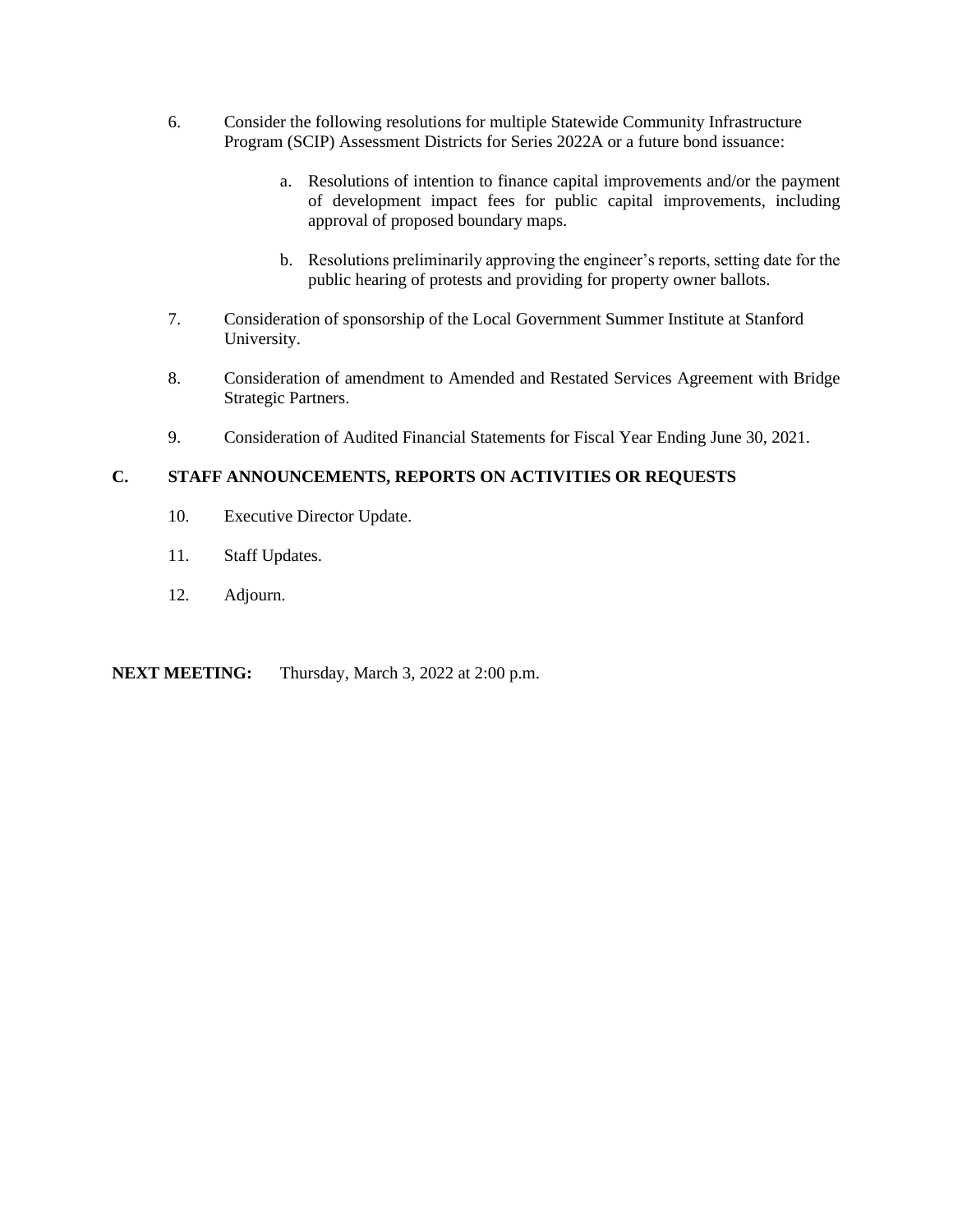6. Consider the following resolutions for multiple Statewide Community Infrastructure Program (SCIP) Assessment Districts for Series 2022A or a future bond issuance:

    a. Resolutions of intention to finance capital improvements and/or the payment of development impact fees for public capital improvements, including approval of proposed boundary maps.

    b. Resolutions preliminarily approving the engineer's reports, setting date for the public hearing of protests and providing for property owner ballots.

7. Consideration of sponsorship of the Local Government Summer Institute at Stanford University.

8. Consideration of amendment to Amended and Restated Services Agreement with Bridge Strategic Partners.

9. Consideration of Audited Financial Statements for Fiscal Year Ending June 30, 2021.

## C. STAFF ANNOUNCEMENTS, REPORTS ON ACTIVITIES OR REQUESTS

10. Executive Director Update.

11. Staff Updates.

12. Adjourn.

**NEXT MEETING:** Thursday, March 3, 2022 at 2:00 p.m.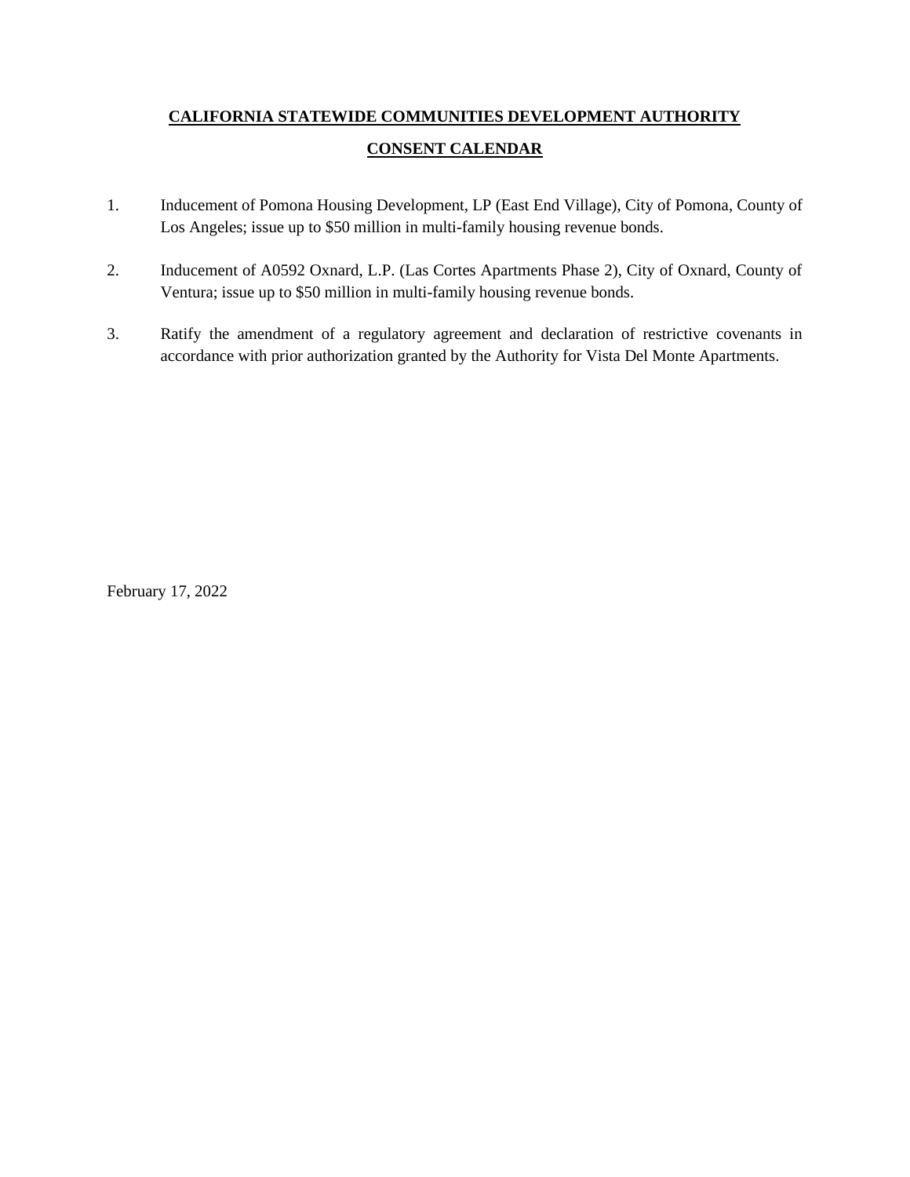**CALIFORNIA STATEWIDE COMMUNITIES DEVELOPMENT AUTHORITY**

**CONSENT CALENDAR**

1. Inducement of Pomona Housing Development, LP (East End Village), City of Pomona, County of Los Angeles; issue up to $50 million in multi-family housing revenue bonds.

2. Inducement of A0592 Oxnard, L.P. (Las Cortes Apartments Phase 2), City of Oxnard, County of Ventura; issue up to $50 million in multi-family housing revenue bonds.

3. Ratify the amendment of a regulatory agreement and declaration of restrictive covenants in accordance with prior authorization granted by the Authority for Vista Del Monte Apartments.

February 17, 2022